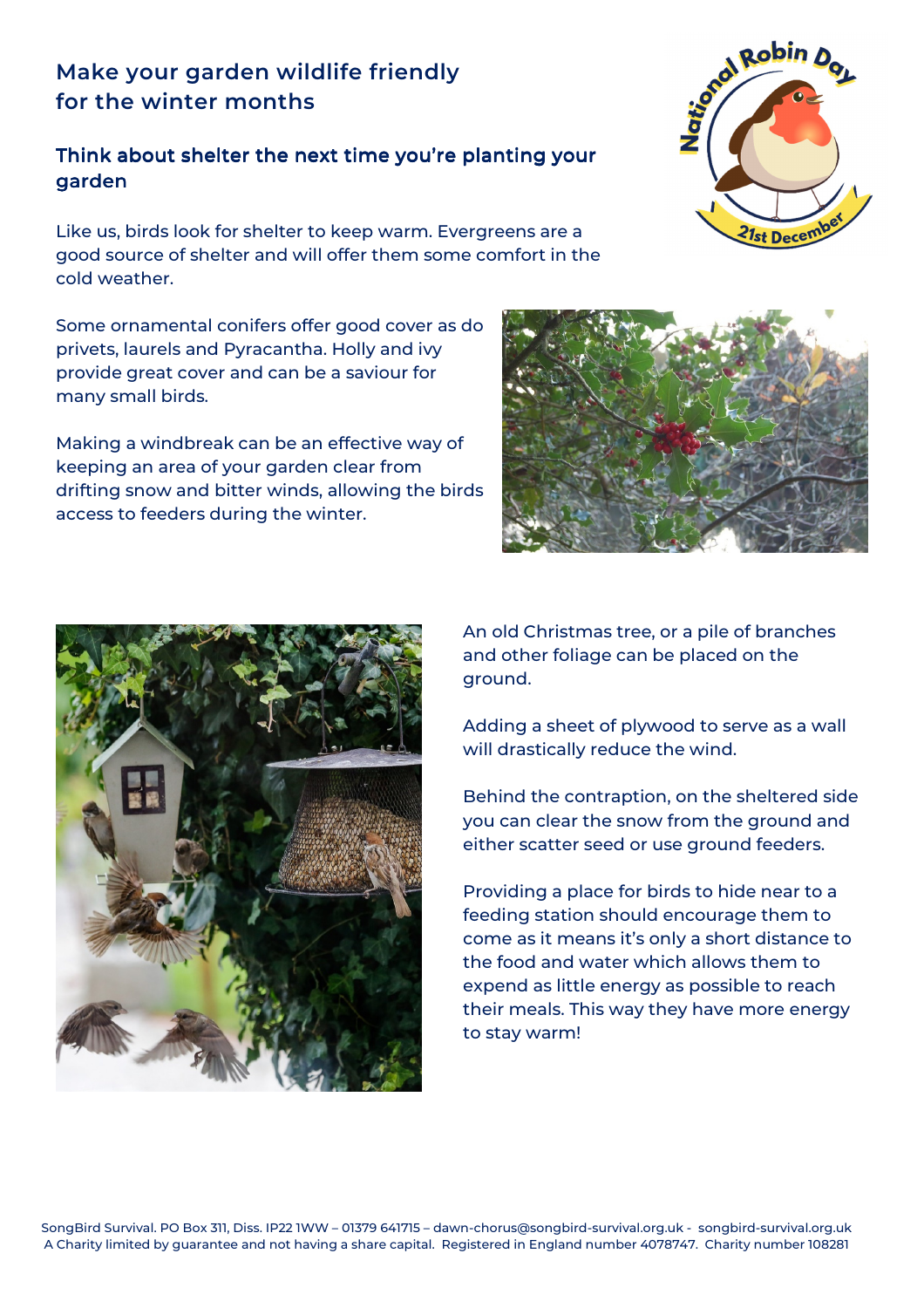# Make your garden wildlife friendly for the winter months

## Think about shelter the next time you're planting your garden

Like us, birds look for shelter to keep warm. Evergreens are a good source of shelter and will offer them some comfort in the cold weather.

Some ornamental conifers offer good cover as do privets, laurels and Pyracantha. Holly and ivy provide great cover and can be a saviour for many small birds.

Making a windbreak can be an effective way of keeping an area of your garden clear from drifting snow and bitter winds, allowing the birds access to feeders during the winter.

An old Christmas tree, or a pile of branches and other foliage can be placed on the ground.

Adding a sheet of plywood to serve as a wall will drastically reduce the wind.

Behind the contraption, on the sheltered side you can clear the snow from the ground and either scatter seed or use ground feeders.

Providing a place for birds to hide near to a feeding station should encourage them to come as it means it's only a short distance to the food and water which allows them to expend as little energy as possible to reach their meals. This way they have more energy to stay warm!

SongBird Survival. PO Box 311, Diss. IP22 1WW – 01379 641715 – dawn-chorus@songbird-survival.org.uk - songbird-survival.org.uk
A Charity limited by guarantee and not having a share capital. Registered in England number 4078747. Charity number 108281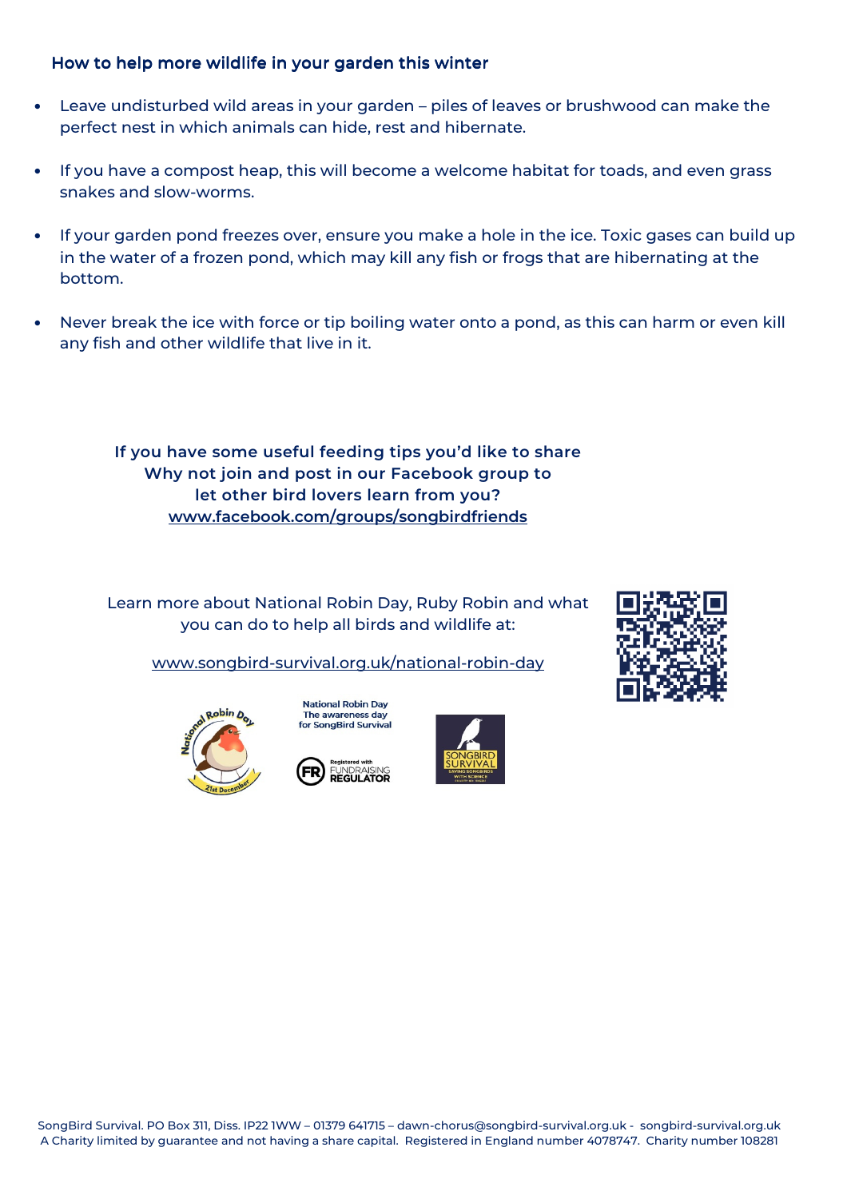## How to help more wildlife in your garden this winter

- Leave undisturbed wild areas in your garden – piles of leaves or brushwood can make the perfect nest in which animals can hide, rest and hibernate.
- If you have a compost heap, this will become a welcome habitat for toads, and even grass snakes and slow-worms.
- If your garden pond freezes over, ensure you make a hole in the ice. Toxic gases can build up in the water of a frozen pond, which may kill any fish or frogs that are hibernating at the bottom.
- Never break the ice with force or tip boiling water onto a pond, as this can harm or even kill any fish and other wildlife that live in it.

**If you have some useful feeding tips you'd like to share Why not join and post in our Facebook group to let other bird lovers learn from you?**
**www.facebook.com/groups/songbirdfriends**

Learn more about National Robin Day, Ruby Robin and what you can do to help all birds and wildlife at:

www.songbird-survival.org.uk/national-robin-day

National Robin Day
The awareness day for SongBird Survival

Registered with FUNDRAISING REGULATOR

SongBird Survival. PO Box 311, Diss. IP22 1WW – 01379 641715 – dawn-chorus@songbird-survival.org.uk - songbird-survival.org.uk
A Charity limited by guarantee and not having a share capital. Registered in England number 4078747. Charity number 108281